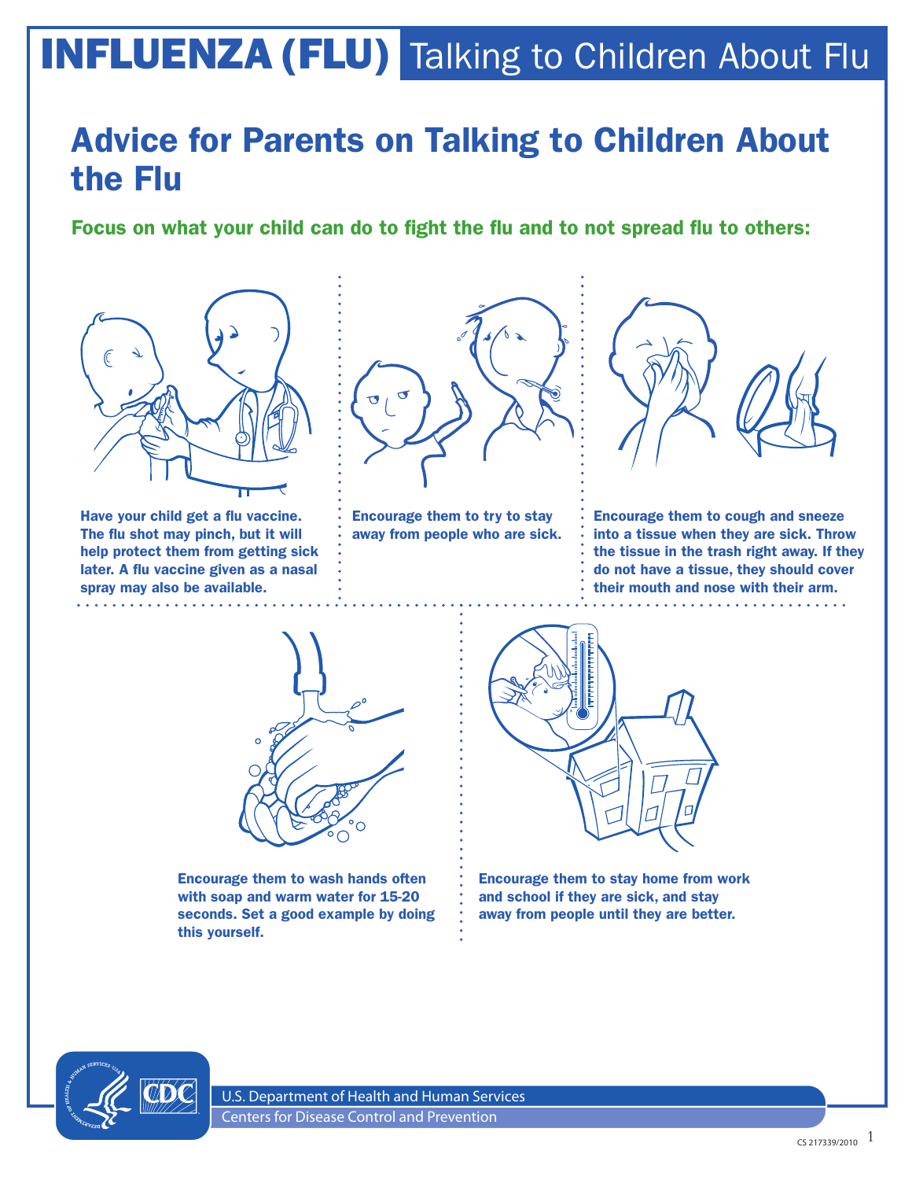# INFLUENZA (FLU) Talking to Children About Flu

## Advice for Parents on Talking to Children About the Flu

### Focus on what your child can do to fight the flu and to not spread flu to others:

**Have your child get a flu vaccine. The flu shot may pinch, but it will help protect them from getting sick later. A flu vaccine given as a nasal spray may also be available.**

**Encourage them to try to stay away from people who are sick.**

**Encourage them to cough and sneeze into a tissue when they are sick. Throw the tissue in the trash right away. If they do not have a tissue, they should cover their mouth and nose with their arm.**

**Encourage them to wash hands often with soap and warm water for 15-20 seconds. Set a good example by doing this yourself.**

**Encourage them to stay home from work and school if they are sick, and stay away from people until they are better.**

U.S. Department of Health and Human Services
Centers for Disease Control and Prevention

CS 217339/2010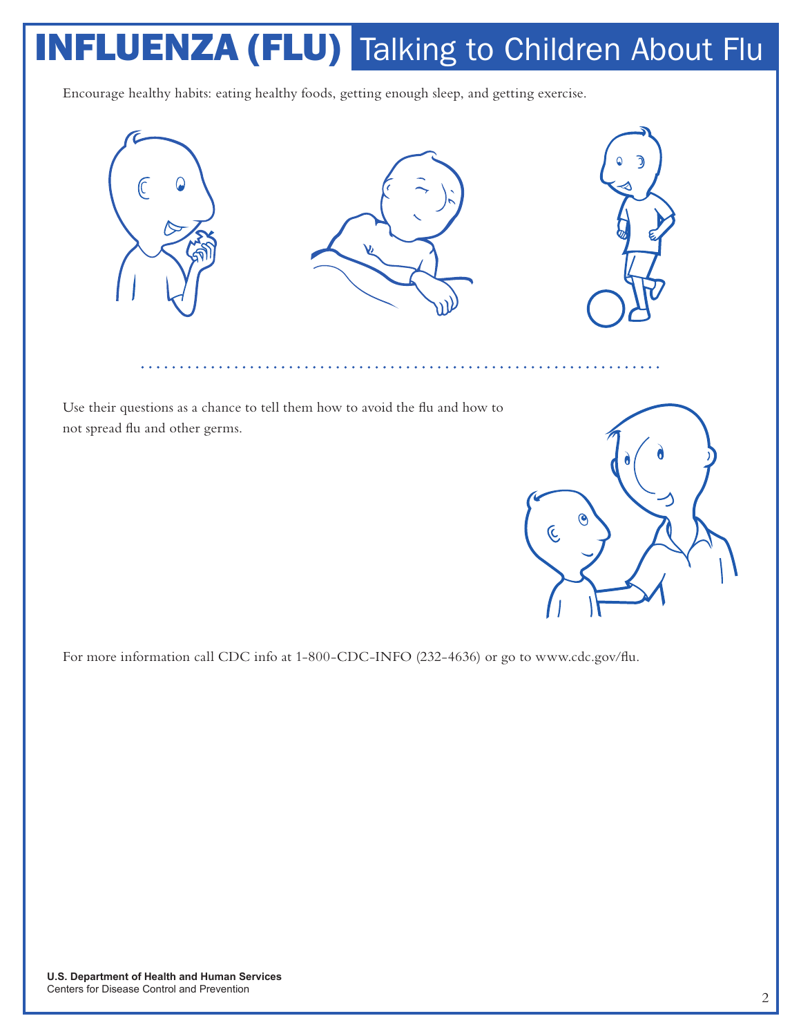# INFLUENZA (FLU) Talking to Children About Flu

Encourage healthy habits: eating healthy foods, getting enough sleep, and getting exercise.

Use their questions as a chance to tell them how to avoid the flu and how to not spread flu and other germs.

For more information call CDC info at 1-800-CDC-INFO (232-4636) or go to www.cdc.gov/flu.

**U.S. Department of Health and Human Services**
Centers for Disease Control and Prevention